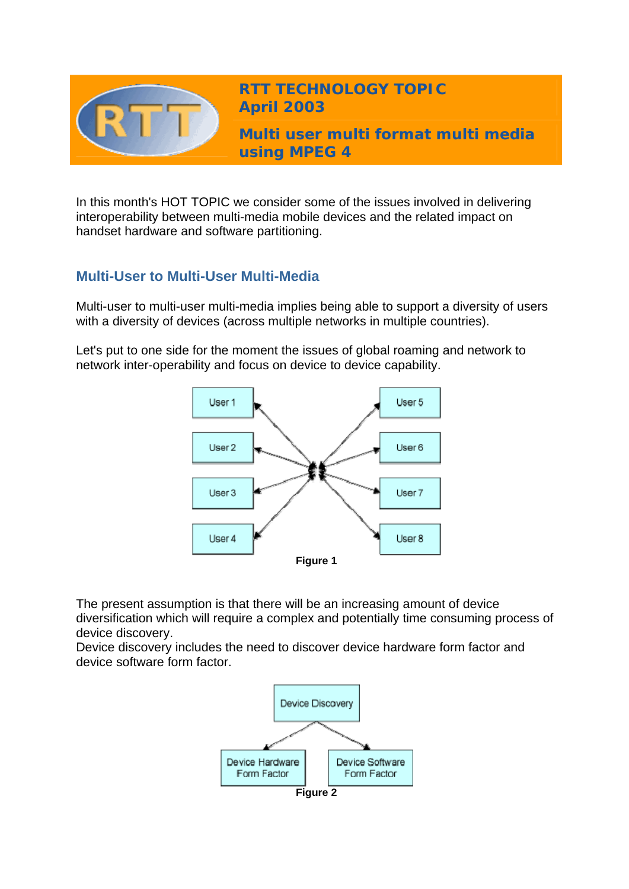# RTT TECHNOLOGY TOPIC
## April 2003

## Multi user multi format multi media using MPEG 4

In this month's HOT TOPIC we consider some of the issues involved in delivering interoperability between multi-media mobile devices and the related impact on handset hardware and software partitioning.

### Multi-User to Multi-User Multi-Media

Multi-user to multi-user multi-media implies being able to support a diversity of users with a diversity of devices (across multiple networks in multiple countries).

Let's put to one side for the moment the issues of global roaming and network to network inter-operability and focus on device to device capability.

User 1, User 2, User 3, User 4, User 5, User 6, User 7, User 8

**Figure 1**

The present assumption is that there will be an increasing amount of device diversification which will require a complex and potentially time consuming process of device discovery.

Device discovery includes the need to discover device hardware form factor and device software form factor.

Device Discovery → Device Hardware Form Factor, Device Software Form Factor

**Figure 2**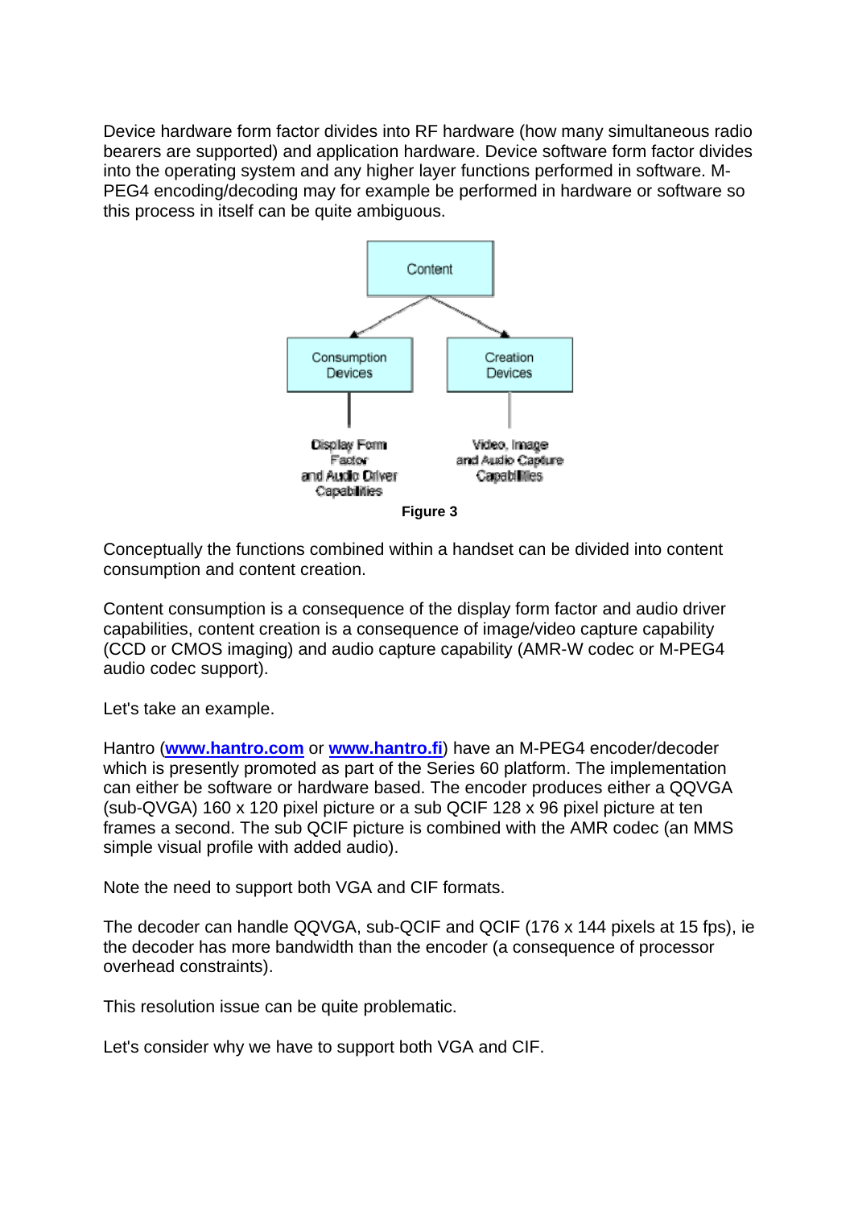Device hardware form factor divides into RF hardware (how many simultaneous radio bearers are supported) and application hardware. Device software form factor divides into the operating system and any higher layer functions performed in software. M-PEG4 encoding/decoding may for example be performed in hardware or software so this process in itself can be quite ambiguous.

Content

Consumption Devices

Creation Devices

Display Form Factor and Audio Driver Capabilities

Video, Image and Audio Capture Capabilities

**Figure 3**

Conceptually the functions combined within a handset can be divided into content consumption and content creation.

Content consumption is a consequence of the display form factor and audio driver capabilities, content creation is a consequence of image/video capture capability (CCD or CMOS imaging) and audio capture capability (AMR-W codec or M-PEG4 audio codec support).

Let's take an example.

Hantro (**www.hantro.com** or **www.hantro.fi**) have an M-PEG4 encoder/decoder which is presently promoted as part of the Series 60 platform. The implementation can either be software or hardware based. The encoder produces either a QQVGA (sub-QVGA) 160 x 120 pixel picture or a sub QCIF 128 x 96 pixel picture at ten frames a second. The sub QCIF picture is combined with the AMR codec (an MMS simple visual profile with added audio).

Note the need to support both VGA and CIF formats.

The decoder can handle QQVGA, sub-QCIF and QCIF (176 x 144 pixels at 15 fps), ie the decoder has more bandwidth than the encoder (a consequence of processor overhead constraints).

This resolution issue can be quite problematic.

Let's consider why we have to support both VGA and CIF.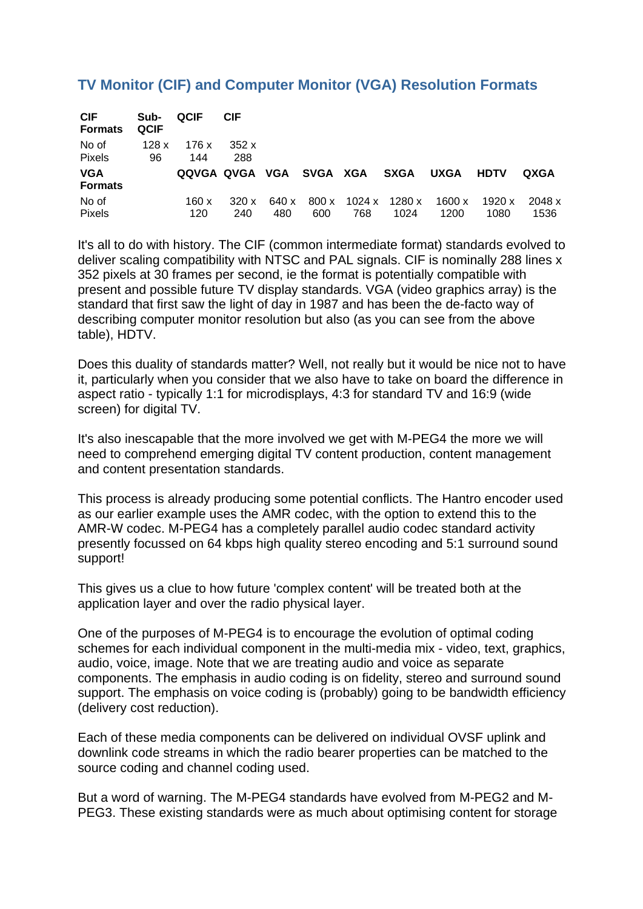## TV Monitor (CIF) and Computer Monitor (VGA) Resolution Formats

| CIF Formats | Sub-QCIF | QCIF | CIF | | | | | | |
|---|---|---|---|---|---|---|---|---|---|
| No of Pixels | 128 x 96 | 176 x 144 | 352 x 288 | | | | | | |
| **VGA Formats** | | **QQVGA** | **QVGA** | **VGA** | **SVGA** | **XGA** | **SXGA** | **UXGA** | **HDTV** | **QXGA** |
| No of Pixels | | 160 x 120 | 320 x 240 | 640 x 480 | 800 x 600 | 1024 x 768 | 1280 x 1024 | 1600 x 1200 | 1920 x 1080 | 2048 x 1536 |

It's all to do with history. The CIF (common intermediate format) standards evolved to deliver scaling compatibility with NTSC and PAL signals. CIF is nominally 288 lines x 352 pixels at 30 frames per second, ie the format is potentially compatible with present and possible future TV display standards. VGA (video graphics array) is the standard that first saw the light of day in 1987 and has been the de-facto way of describing computer monitor resolution but also (as you can see from the above table), HDTV.

Does this duality of standards matter? Well, not really but it would be nice not to have it, particularly when you consider that we also have to take on board the difference in aspect ratio - typically 1:1 for microdisplays, 4:3 for standard TV and 16:9 (wide screen) for digital TV.

It's also inescapable that the more involved we get with M-PEG4 the more we will need to comprehend emerging digital TV content production, content management and content presentation standards.

This process is already producing some potential conflicts. The Hantro encoder used as our earlier example uses the AMR codec, with the option to extend this to the AMR-W codec. M-PEG4 has a completely parallel audio codec standard activity presently focussed on 64 kbps high quality stereo encoding and 5:1 surround sound support!

This gives us a clue to how future 'complex content' will be treated both at the application layer and over the radio physical layer.

One of the purposes of M-PEG4 is to encourage the evolution of optimal coding schemes for each individual component in the multi-media mix - video, text, graphics, audio, voice, image. Note that we are treating audio and voice as separate components. The emphasis in audio coding is on fidelity, stereo and surround sound support. The emphasis on voice coding is (probably) going to be bandwidth efficiency (delivery cost reduction).

Each of these media components can be delivered on individual OVSF uplink and downlink code streams in which the radio bearer properties can be matched to the source coding and channel coding used.

But a word of warning. The M-PEG4 standards have evolved from M-PEG2 and M-PEG3. These existing standards were as much about optimising content for storage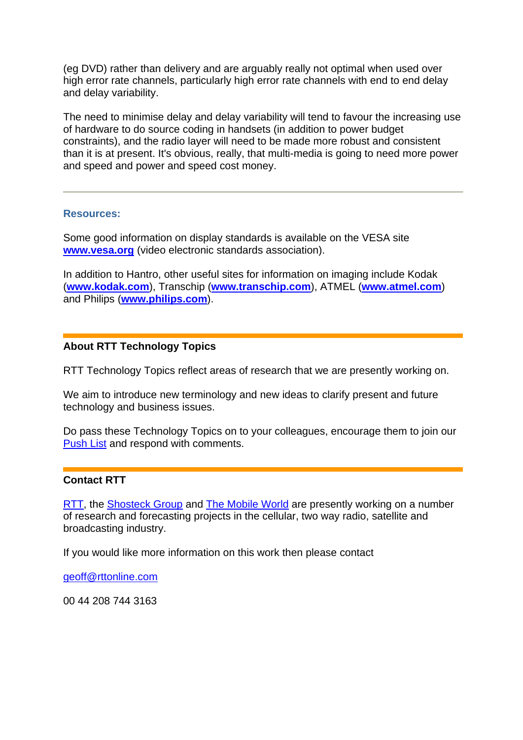(eg DVD) rather than delivery and are arguably really not optimal when used over high error rate channels, particularly high error rate channels with end to end delay and delay variability.

The need to minimise delay and delay variability will tend to favour the increasing use of hardware to do source coding in handsets (in addition to power budget constraints), and the radio layer will need to be made more robust and consistent than it is at present. It's obvious, really, that multi-media is going to need more power and speed and power and speed cost money.

---

### Resources:

Some good information on display standards is available on the VESA site **www.vesa.org** (video electronic standards association).

In addition to Hantro, other useful sites for information on imaging include Kodak (**www.kodak.com**), Transchip (**www.transchip.com**), ATMEL (**www.atmel.com**) and Philips (**www.philips.com**).

---

### About RTT Technology Topics

RTT Technology Topics reflect areas of research that we are presently working on.

We aim to introduce new terminology and new ideas to clarify present and future technology and business issues.

Do pass these Technology Topics on to your colleagues, encourage them to join our Push List and respond with comments.

---

### Contact RTT

RTT, the Shosteck Group and The Mobile World are presently working on a number of research and forecasting projects in the cellular, two way radio, satellite and broadcasting industry.

If you would like more information on this work then please contact

geoff@rttonline.com

00 44 208 744 3163